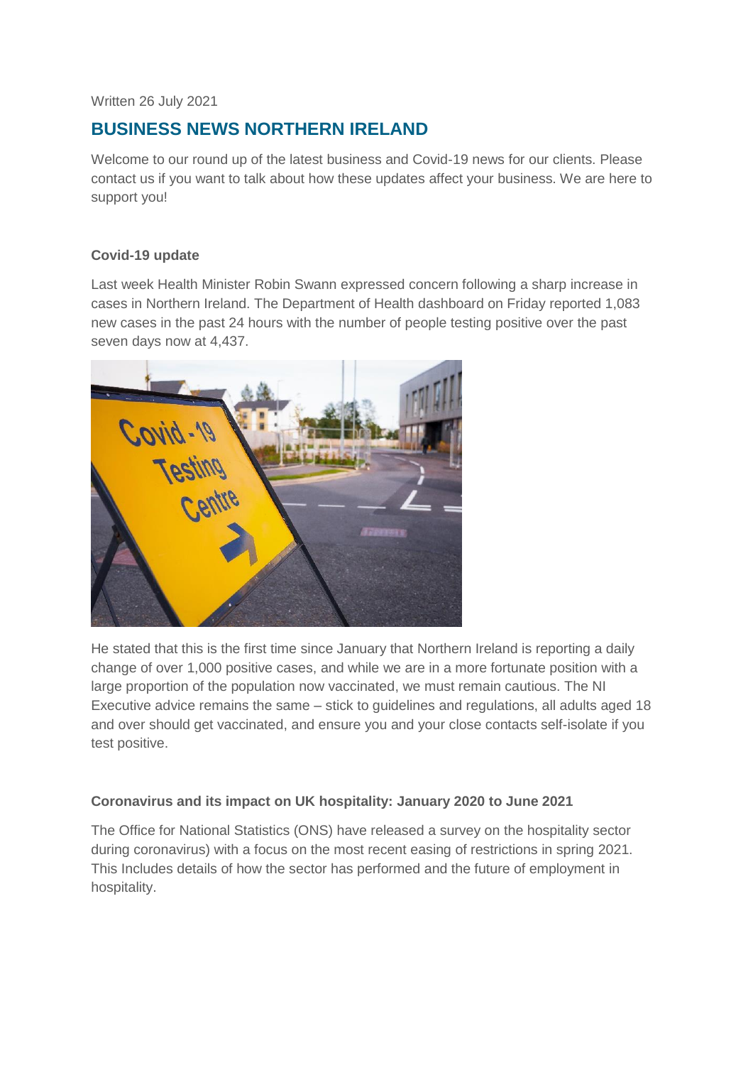Written 26 July 2021

# BUSINESS NEWS NORTHERN IRELAND

Welcome to our round up of the latest business and Covid-19 news for our clients. Please contact us if you want to talk about how these updates affect your business. We are here to support you!

**Covid-19 update**

Last week Health Minister Robin Swann expressed concern following a sharp increase in cases in Northern Ireland. The Department of Health dashboard on Friday reported 1,083 new cases in the past 24 hours with the number of people testing positive over the past seven days now at 4,437.

He stated that this is the first time since January that Northern Ireland is reporting a daily change of over 1,000 positive cases, and while we are in a more fortunate position with a large proportion of the population now vaccinated, we must remain cautious. The NI Executive advice remains the same – stick to guidelines and regulations, all adults aged 18 and over should get vaccinated, and ensure you and your close contacts self-isolate if you test positive.

**Coronavirus and its impact on UK hospitality: January 2020 to June 2021**

The Office for National Statistics (ONS) have released a survey on the hospitality sector during coronavirus) with a focus on the most recent easing of restrictions in spring 2021. This Includes details of how the sector has performed and the future of employment in hospitality.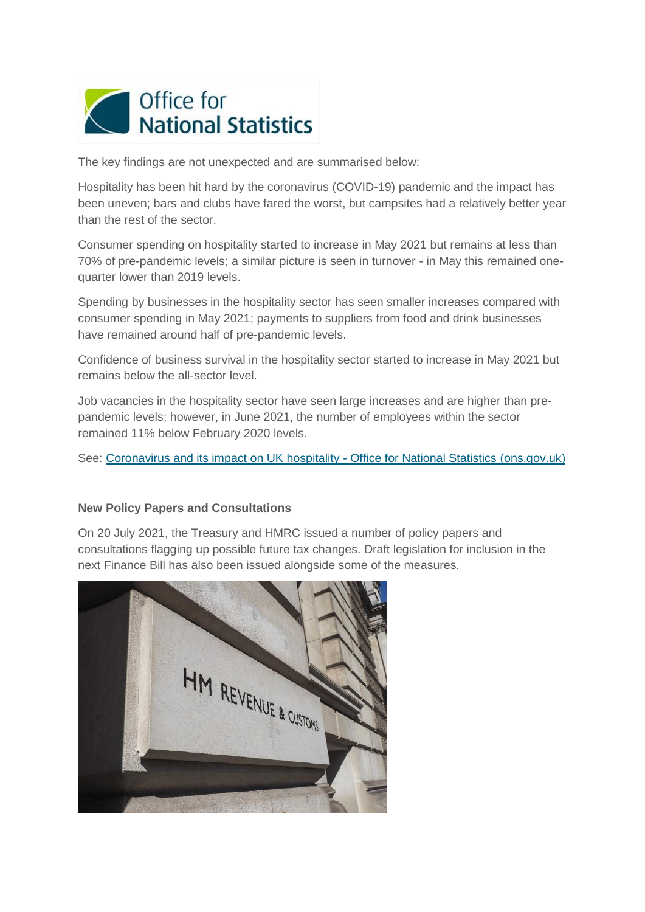The key findings are not unexpected and are summarised below:

Hospitality has been hit hard by the coronavirus (COVID-19) pandemic and the impact has been uneven; bars and clubs have fared the worst, but campsites had a relatively better year than the rest of the sector.

Consumer spending on hospitality started to increase in May 2021 but remains at less than 70% of pre-pandemic levels; a similar picture is seen in turnover - in May this remained one-quarter lower than 2019 levels.

Spending by businesses in the hospitality sector has seen smaller increases compared with consumer spending in May 2021; payments to suppliers from food and drink businesses have remained around half of pre-pandemic levels.

Confidence of business survival in the hospitality sector started to increase in May 2021 but remains below the all-sector level.

Job vacancies in the hospitality sector have seen large increases and are higher than pre-pandemic levels; however, in June 2021, the number of employees within the sector remained 11% below February 2020 levels.

See: Coronavirus and its impact on UK hospitality - Office for National Statistics (ons.gov.uk)

**New Policy Papers and Consultations**

On 20 July 2021, the Treasury and HMRC issued a number of policy papers and consultations flagging up possible future tax changes. Draft legislation for inclusion in the next Finance Bill has also been issued alongside some of the measures.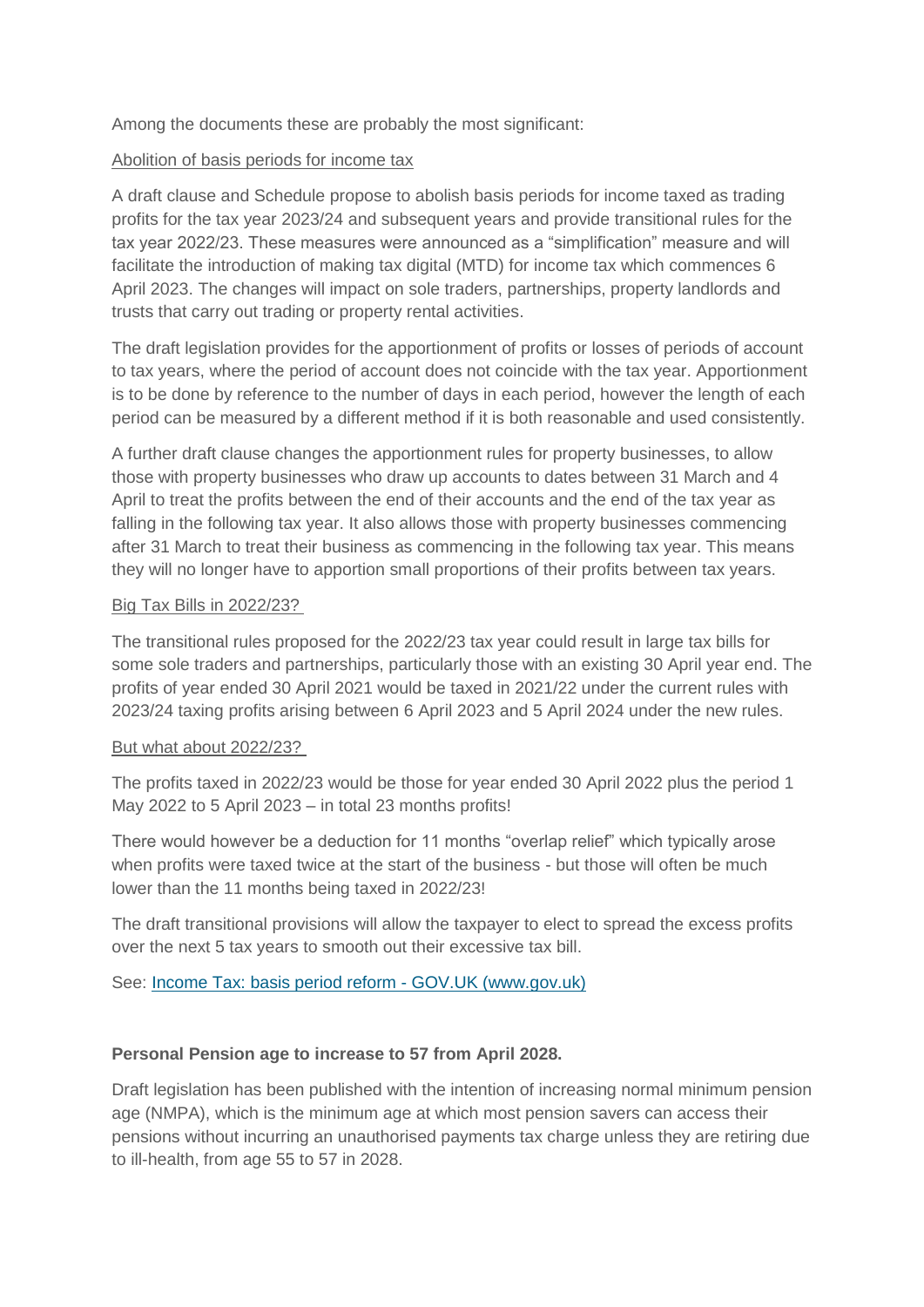Among the documents these are probably the most significant:

Abolition of basis periods for income tax

A draft clause and Schedule propose to abolish basis periods for income taxed as trading profits for the tax year 2023/24 and subsequent years and provide transitional rules for the tax year 2022/23. These measures were announced as a "simplification" measure and will facilitate the introduction of making tax digital (MTD) for income tax which commences 6 April 2023. The changes will impact on sole traders, partnerships, property landlords and trusts that carry out trading or property rental activities.

The draft legislation provides for the apportionment of profits or losses of periods of account to tax years, where the period of account does not coincide with the tax year. Apportionment is to be done by reference to the number of days in each period, however the length of each period can be measured by a different method if it is both reasonable and used consistently.

A further draft clause changes the apportionment rules for property businesses, to allow those with property businesses who draw up accounts to dates between 31 March and 4 April to treat the profits between the end of their accounts and the end of the tax year as falling in the following tax year. It also allows those with property businesses commencing after 31 March to treat their business as commencing in the following tax year. This means they will no longer have to apportion small proportions of their profits between tax years.

Big Tax Bills in 2022/23?

The transitional rules proposed for the 2022/23 tax year could result in large tax bills for some sole traders and partnerships, particularly those with an existing 30 April year end. The profits of year ended 30 April 2021 would be taxed in 2021/22 under the current rules with 2023/24 taxing profits arising between 6 April 2023 and 5 April 2024 under the new rules.

But what about 2022/23?

The profits taxed in 2022/23 would be those for year ended 30 April 2022 plus the period 1 May 2022 to 5 April 2023 – in total 23 months profits!

There would however be a deduction for 11 months "overlap relief" which typically arose when profits were taxed twice at the start of the business - but those will often be much lower than the 11 months being taxed in 2022/23!

The draft transitional provisions will allow the taxpayer to elect to spread the excess profits over the next 5 tax years to smooth out their excessive tax bill.

See: [Income Tax: basis period reform - GOV.UK (www.gov.uk)](www.gov.uk)

**Personal Pension age to increase to 57 from April 2028.**

Draft legislation has been published with the intention of increasing normal minimum pension age (NMPA), which is the minimum age at which most pension savers can access their pensions without incurring an unauthorised payments tax charge unless they are retiring due to ill-health, from age 55 to 57 in 2028.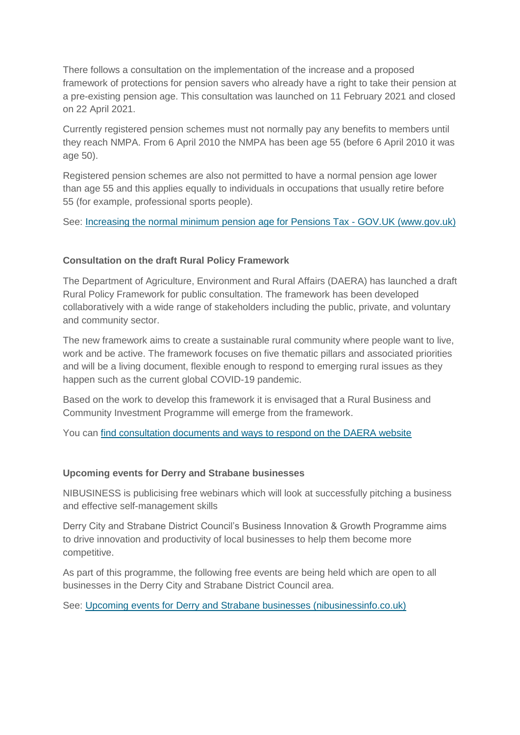There follows a consultation on the implementation of the increase and a proposed framework of protections for pension savers who already have a right to take their pension at a pre-existing pension age. This consultation was launched on 11 February 2021 and closed on 22 April 2021.

Currently registered pension schemes must not normally pay any benefits to members until they reach NMPA. From 6 April 2010 the NMPA has been age 55 (before 6 April 2010 it was age 50).

Registered pension schemes are also not permitted to have a normal pension age lower than age 55 and this applies equally to individuals in occupations that usually retire before 55 (for example, professional sports people).

See: Increasing the normal minimum pension age for Pensions Tax - GOV.UK (www.gov.uk)

**Consultation on the draft Rural Policy Framework**

The Department of Agriculture, Environment and Rural Affairs (DAERA) has launched a draft Rural Policy Framework for public consultation. The framework has been developed collaboratively with a wide range of stakeholders including the public, private, and voluntary and community sector.

The new framework aims to create a sustainable rural community where people want to live, work and be active. The framework focuses on five thematic pillars and associated priorities and will be a living document, flexible enough to respond to emerging rural issues as they happen such as the current global COVID-19 pandemic.

Based on the work to develop this framework it is envisaged that a Rural Business and Community Investment Programme will emerge from the framework.

You can find consultation documents and ways to respond on the DAERA website

**Upcoming events for Derry and Strabane businesses**

NIBUSINESS is publicising free webinars which will look at successfully pitching a business and effective self-management skills

Derry City and Strabane District Council's Business Innovation & Growth Programme aims to drive innovation and productivity of local businesses to help them become more competitive.

As part of this programme, the following free events are being held which are open to all businesses in the Derry City and Strabane District Council area.

See: Upcoming events for Derry and Strabane businesses (nibusinessinfo.co.uk)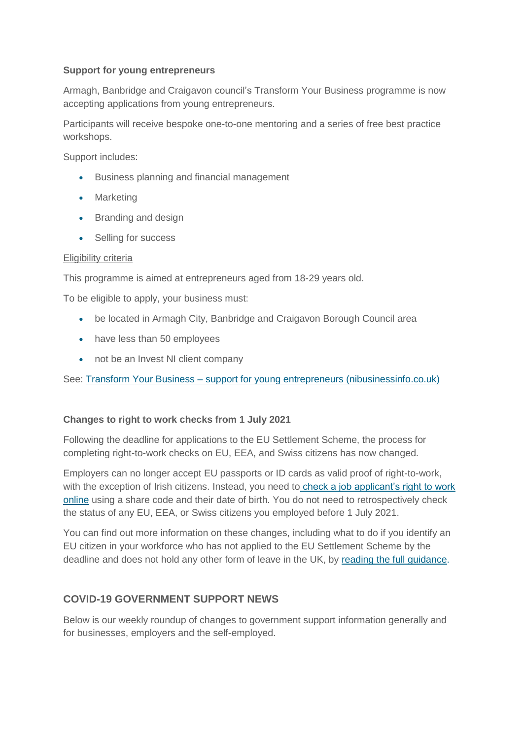**Support for young entrepreneurs**

Armagh, Banbridge and Craigavon council's Transform Your Business programme is now accepting applications from young entrepreneurs.

Participants will receive bespoke one-to-one mentoring and a series of free best practice workshops.

Support includes:

- Business planning and financial management
- Marketing
- Branding and design
- Selling for success

Eligibility criteria

This programme is aimed at entrepreneurs aged from 18-29 years old.

To be eligible to apply, your business must:

- be located in Armagh City, Banbridge and Craigavon Borough Council area
- have less than 50 employees
- not be an Invest NI client company

See: [Transform Your Business – support for young entrepreneurs (nibusinessinfo.co.uk)]()

**Changes to right to work checks from 1 July 2021**

Following the deadline for applications to the EU Settlement Scheme, the process for completing right-to-work checks on EU, EEA, and Swiss citizens has now changed.

Employers can no longer accept EU passports or ID cards as valid proof of right-to-work, with the exception of Irish citizens. Instead, you need to [check a job applicant's right to work online]() using a share code and their date of birth. You do not need to retrospectively check the status of any EU, EEA, or Swiss citizens you employed before 1 July 2021.

You can find out more information on these changes, including what to do if you identify an EU citizen in your workforce who has not applied to the EU Settlement Scheme by the deadline and does not hold any other form of leave in the UK, by [reading the full guidance]().

## COVID-19 GOVERNMENT SUPPORT NEWS

Below is our weekly roundup of changes to government support information generally and for businesses, employers and the self-employed.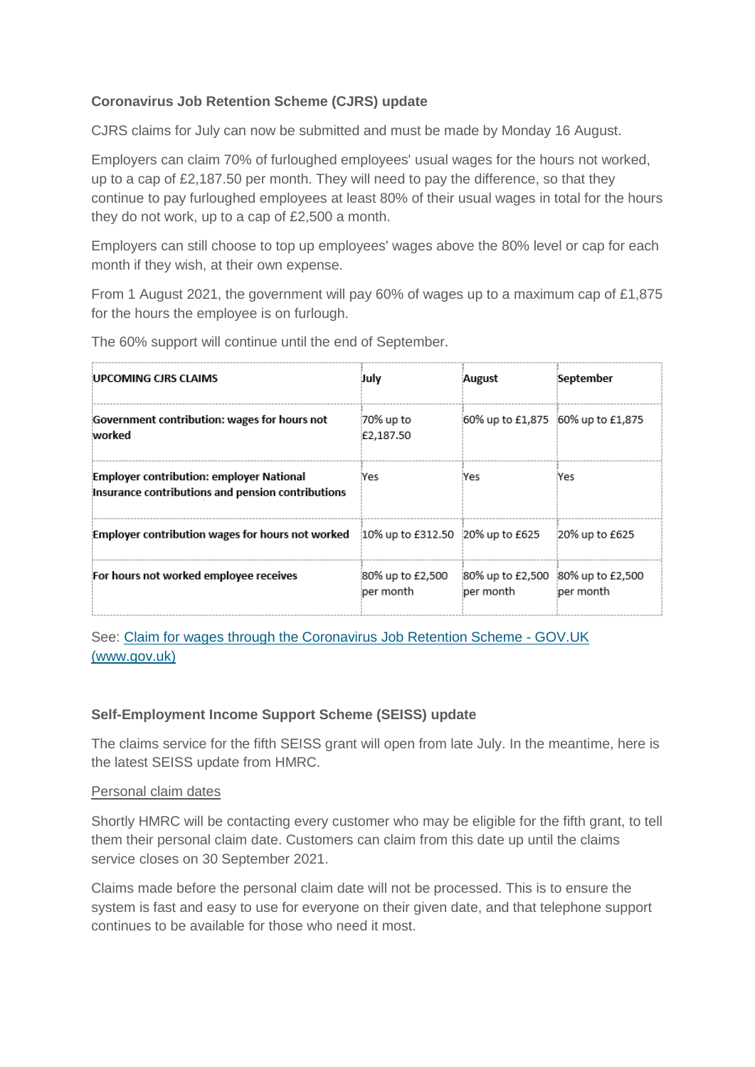**Coronavirus Job Retention Scheme (CJRS) update**

CJRS claims for July can now be submitted and must be made by Monday 16 August.

Employers can claim 70% of furloughed employees' usual wages for the hours not worked, up to a cap of £2,187.50 per month. They will need to pay the difference, so that they continue to pay furloughed employees at least 80% of their usual wages in total for the hours they do not work, up to a cap of £2,500 a month.

Employers can still choose to top up employees' wages above the 80% level or cap for each month if they wish, at their own expense.

From 1 August 2021, the government will pay 60% of wages up to a maximum cap of £1,875 for the hours the employee is on furlough.

The 60% support will continue until the end of September.

| UPCOMING CJRS CLAIMS | July | August | September |
|---|---|---|---|
| **Government contribution: wages for hours not worked** | 70% up to £2,187.50 | 60% up to £1,875 | 60% up to £1,875 |
| **Employer contribution: employer National Insurance contributions and pension contributions** | Yes | Yes | Yes |
| **Employer contribution wages for hours not worked** | 10% up to £312.50 | 20% up to £625 | 20% up to £625 |
| **For hours not worked employee receives** | 80% up to £2,500 per month | 80% up to £2,500 per month | 80% up to £2,500 per month |

See: [Claim for wages through the Coronavirus Job Retention Scheme - GOV.UK (www.gov.uk)]()

**Self-Employment Income Support Scheme (SEISS) update**

The claims service for the fifth SEISS grant will open from late July. In the meantime, here is the latest SEISS update from HMRC.

Personal claim dates

Shortly HMRC will be contacting every customer who may be eligible for the fifth grant, to tell them their personal claim date. Customers can claim from this date up until the claims service closes on 30 September 2021.

Claims made before the personal claim date will not be processed. This is to ensure the system is fast and easy to use for everyone on their given date, and that telephone support continues to be available for those who need it most.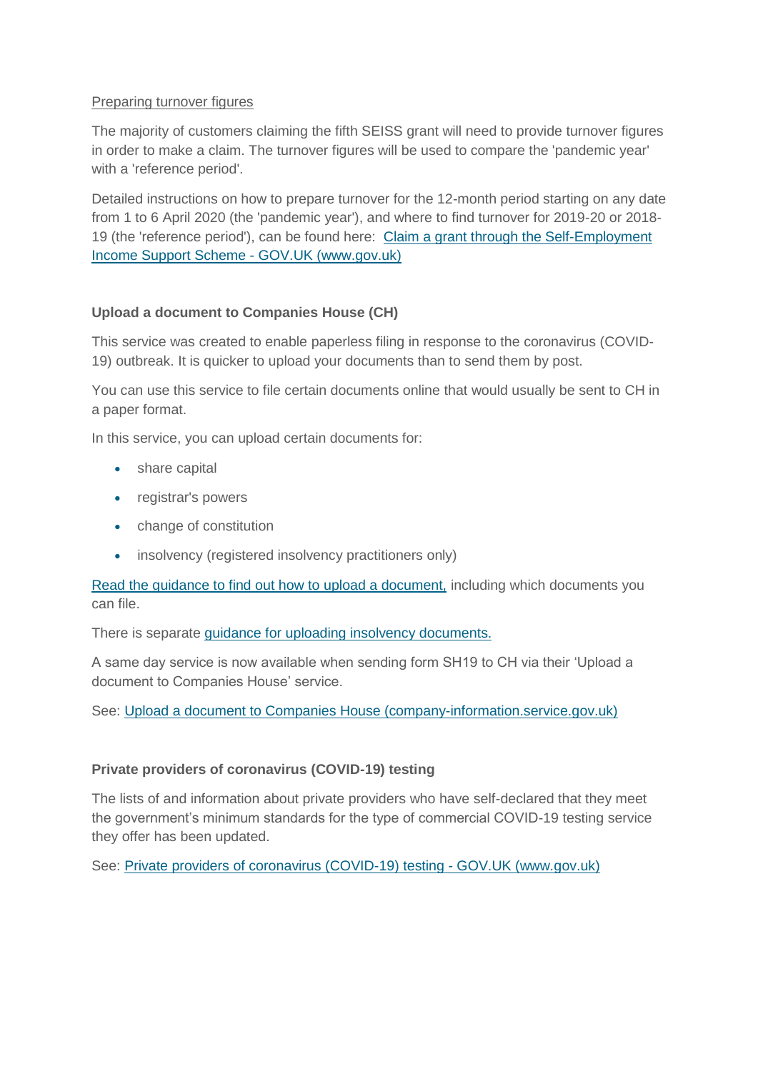Preparing turnover figures

The majority of customers claiming the fifth SEISS grant will need to provide turnover figures in order to make a claim. The turnover figures will be used to compare the 'pandemic year' with a 'reference period'.

Detailed instructions on how to prepare turnover for the 12-month period starting on any date from 1 to 6 April 2020 (the 'pandemic year'), and where to find turnover for 2019-20 or 2018-19 (the 'reference period'), can be found here: [Claim a grant through the Self-Employment Income Support Scheme - GOV.UK (www.gov.uk)]()

**Upload a document to Companies House (CH)**

This service was created to enable paperless filing in response to the coronavirus (COVID-19) outbreak. It is quicker to upload your documents than to send them by post.

You can use this service to file certain documents online that would usually be sent to CH in a paper format.

In this service, you can upload certain documents for:

- share capital
- registrar's powers
- change of constitution
- insolvency (registered insolvency practitioners only)

[Read the guidance to find out how to upload a document,]() including which documents you can file.

There is separate [guidance for uploading insolvency documents.]()

A same day service is now available when sending form SH19 to CH via their 'Upload a document to Companies House' service.

See: [Upload a document to Companies House (company-information.service.gov.uk)]()

**Private providers of coronavirus (COVID-19) testing**

The lists of and information about private providers who have self-declared that they meet the government's minimum standards for the type of commercial COVID-19 testing service they offer has been updated.

See: [Private providers of coronavirus (COVID-19) testing - GOV.UK (www.gov.uk)]()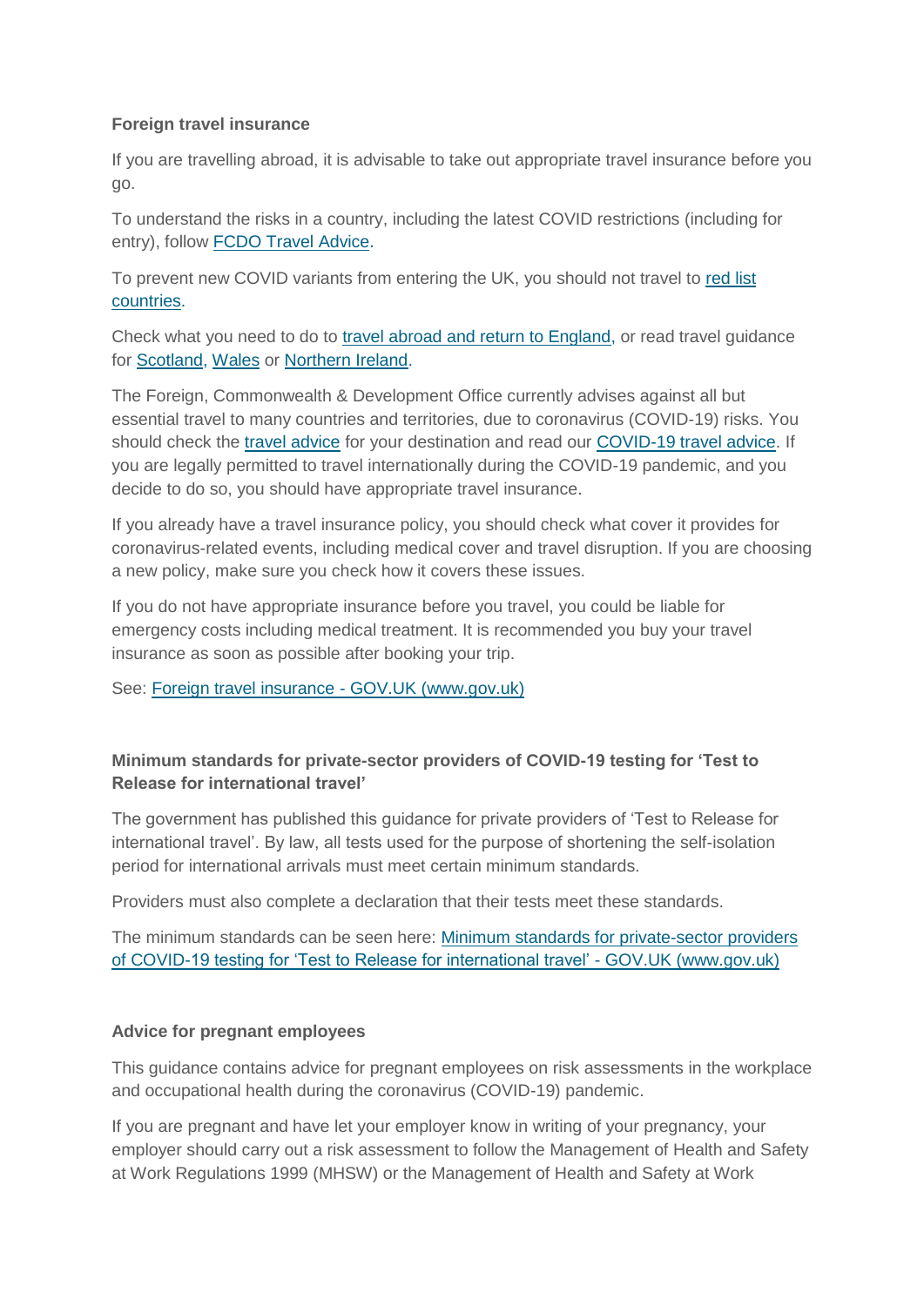**Foreign travel insurance**

If you are travelling abroad, it is advisable to take out appropriate travel insurance before you go.

To understand the risks in a country, including the latest COVID restrictions (including for entry), follow FCDO Travel Advice.

To prevent new COVID variants from entering the UK, you should not travel to red list countries.

Check what you need to do to travel abroad and return to England, or read travel guidance for Scotland, Wales or Northern Ireland.

The Foreign, Commonwealth & Development Office currently advises against all but essential travel to many countries and territories, due to coronavirus (COVID-19) risks. You should check the travel advice for your destination and read our COVID-19 travel advice. If you are legally permitted to travel internationally during the COVID-19 pandemic, and you decide to do so, you should have appropriate travel insurance.

If you already have a travel insurance policy, you should check what cover it provides for coronavirus-related events, including medical cover and travel disruption. If you are choosing a new policy, make sure you check how it covers these issues.

If you do not have appropriate insurance before you travel, you could be liable for emergency costs including medical treatment. It is recommended you buy your travel insurance as soon as possible after booking your trip.

See: Foreign travel insurance - GOV.UK (www.gov.uk)

**Minimum standards for private-sector providers of COVID-19 testing for 'Test to Release for international travel'**

The government has published this guidance for private providers of 'Test to Release for international travel'. By law, all tests used for the purpose of shortening the self-isolation period for international arrivals must meet certain minimum standards.

Providers must also complete a declaration that their tests meet these standards.

The minimum standards can be seen here: Minimum standards for private-sector providers of COVID-19 testing for 'Test to Release for international travel' - GOV.UK (www.gov.uk)

**Advice for pregnant employees**

This guidance contains advice for pregnant employees on risk assessments in the workplace and occupational health during the coronavirus (COVID-19) pandemic.

If you are pregnant and have let your employer know in writing of your pregnancy, your employer should carry out a risk assessment to follow the Management of Health and Safety at Work Regulations 1999 (MHSW) or the Management of Health and Safety at Work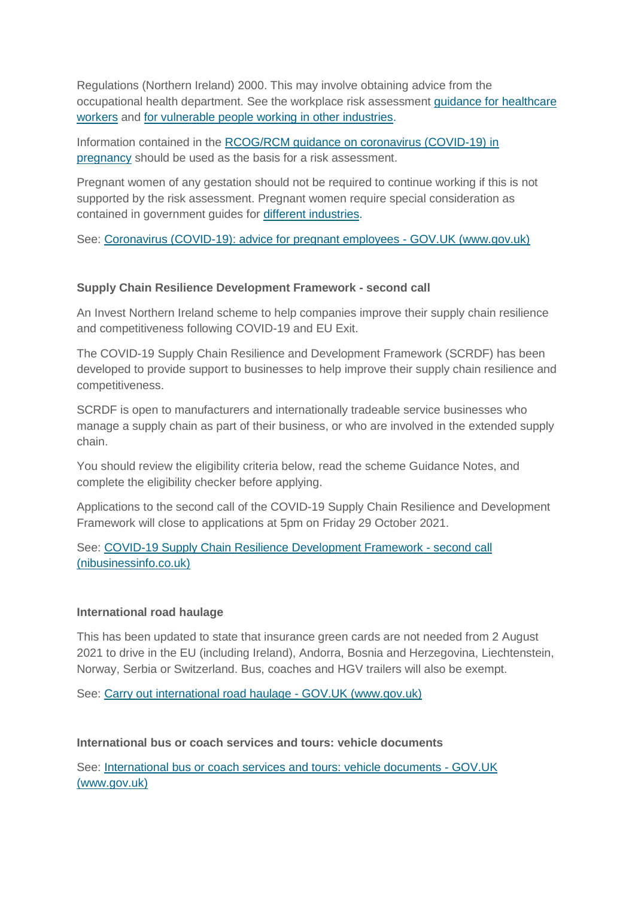Regulations (Northern Ireland) 2000. This may involve obtaining advice from the occupational health department. See the workplace risk assessment guidance for healthcare workers and for vulnerable people working in other industries.

Information contained in the RCOG/RCM guidance on coronavirus (COVID-19) in pregnancy should be used as the basis for a risk assessment.

Pregnant women of any gestation should not be required to continue working if this is not supported by the risk assessment. Pregnant women require special consideration as contained in government guides for different industries.

See: Coronavirus (COVID-19): advice for pregnant employees - GOV.UK (www.gov.uk)

**Supply Chain Resilience Development Framework - second call**

An Invest Northern Ireland scheme to help companies improve their supply chain resilience and competitiveness following COVID-19 and EU Exit.

The COVID-19 Supply Chain Resilience and Development Framework (SCRDF) has been developed to provide support to businesses to help improve their supply chain resilience and competitiveness.

SCRDF is open to manufacturers and internationally tradeable service businesses who manage a supply chain as part of their business, or who are involved in the extended supply chain.

You should review the eligibility criteria below, read the scheme Guidance Notes, and complete the eligibility checker before applying.

Applications to the second call of the COVID-19 Supply Chain Resilience and Development Framework will close to applications at 5pm on Friday 29 October 2021.

See: COVID-19 Supply Chain Resilience Development Framework - second call (nibusinessinfo.co.uk)

**International road haulage**

This has been updated to state that insurance green cards are not needed from 2 August 2021 to drive in the EU (including Ireland), Andorra, Bosnia and Herzegovina, Liechtenstein, Norway, Serbia or Switzerland. Bus, coaches and HGV trailers will also be exempt.

See: Carry out international road haulage - GOV.UK (www.gov.uk)

**International bus or coach services and tours: vehicle documents**

See: International bus or coach services and tours: vehicle documents - GOV.UK (www.gov.uk)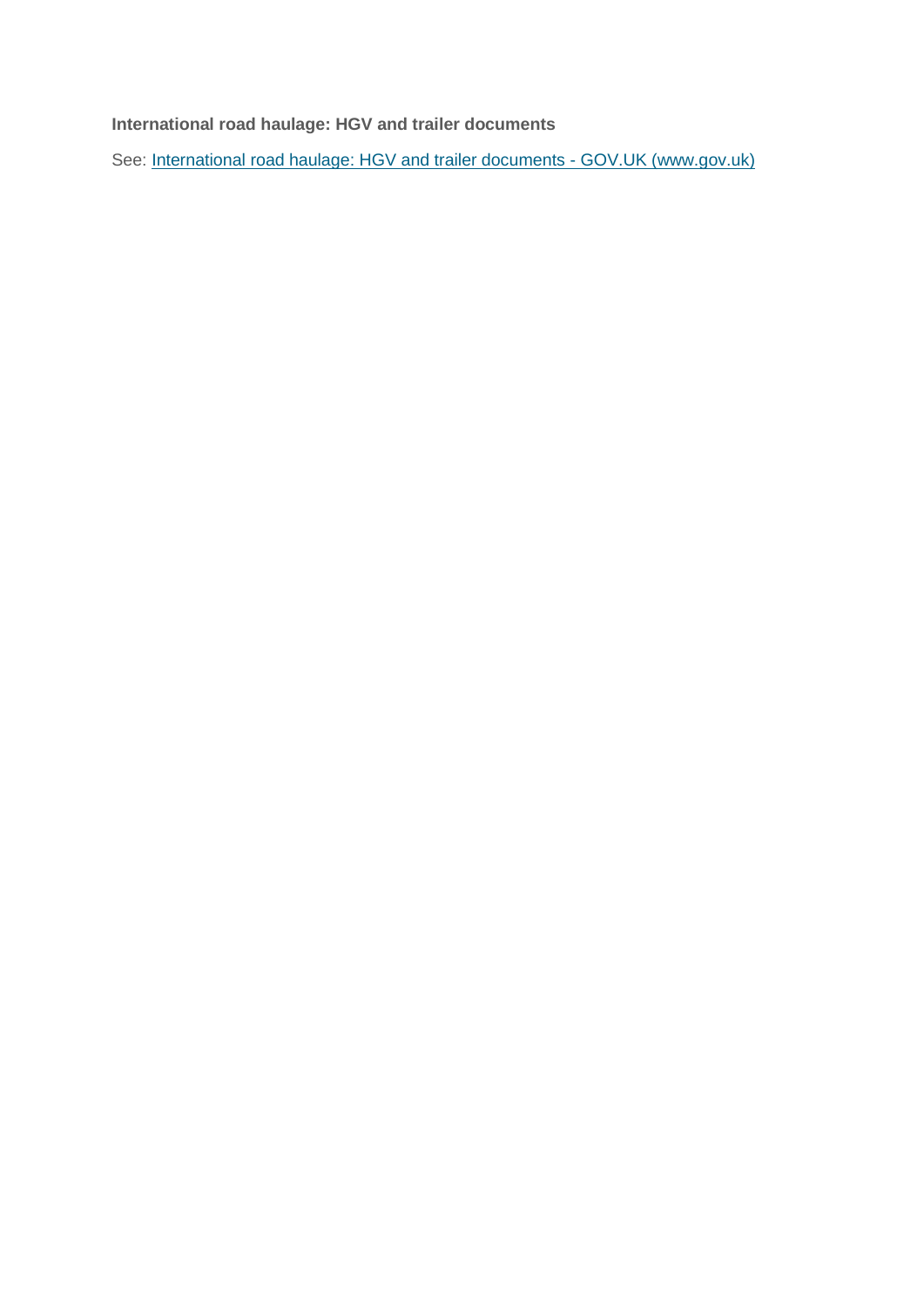**International road haulage: HGV and trailer documents**

See: International road haulage: HGV and trailer documents - GOV.UK (www.gov.uk)